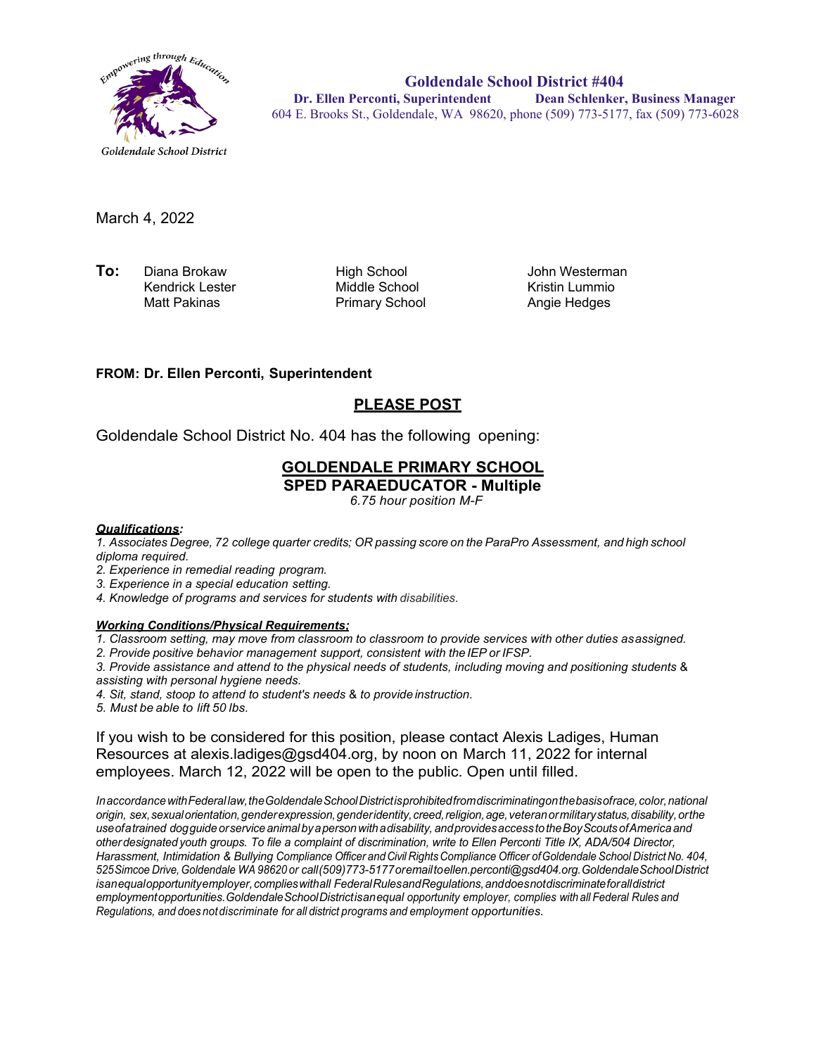Empowering through Education

Goldendale School District

**Goldendale School District #404**
**Dr. Ellen Perconti, Superintendent** **Dean Schlenker, Business Manager**
604 E. Brooks St., Goldendale, WA 98620, phone (509) 773-5177, fax (509) 773-6028

March 4, 2022

| **To:** | | | |
|---|---|---|---|
| | Diana Brokaw | High School | John Westerman |
| | Kendrick Lester | Middle School | Kristin Lummio |
| | Matt Pakinas | Primary School | Angie Hedges |

**FROM: Dr. Ellen Perconti, Superintendent**

## PLEASE POST

Goldendale School District No. 404 has the following opening:

## GOLDENDALE PRIMARY SCHOOL
### SPED PARAEDUCATOR - Multiple
*6.75 hour position M-F*

***Qualifications:***

1. *Associates Degree, 72 college quarter credits; OR passing score on the ParaPro Assessment, and high school diploma required.*
2. *Experience in remedial reading program.*
3. *Experience in a special education setting.*
4. *Knowledge of programs and services for students with disabilities.*

***Working Conditions/Physical Requirements:***

1. *Classroom setting, may move from classroom to classroom to provide services with other duties as assigned.*
2. *Provide positive behavior management support, consistent with the IEP or IFSP.*
3. *Provide assistance and attend to the physical needs of students, including moving and positioning students & assisting with personal hygiene needs.*
4. *Sit, stand, stoop to attend to student's needs & to provide instruction.*
5. *Must be able to lift 50 lbs.*

If you wish to be considered for this position, please contact Alexis Ladiges, Human Resources at alexis.ladiges@gsd404.org, by noon on March 11, 2022 for internal employees. March 12, 2022 will be open to the public. Open until filled.

*In accordance with Federal law, the Goldendale School District is prohibited from discriminating on the basis of race, color, national origin, sex, sexual orientation, gender expression, gender identity, creed, religion, age, veteran or military status, disability, or the use of a trained dog guide or service animal by a person with a disability, and provides access to the Boy Scouts of America and other designated youth groups. To file a complaint of discrimination, write to Ellen Perconti Title IX, ADA/504 Director, Harassment, Intimidation & Bullying Compliance Officer and Civil Rights Compliance Officer of Goldendale School District No. 404, 525 Simcoe Drive, Goldendale WA 98620 or call (509)773-5177 or email to ellen.perconti@gsd404.org. Goldendale School District is an equal opportunity employer, complies with all Federal Rules and Regulations, and does not discriminate for all district employment opportunities. Goldendale School District is an equal opportunity employer, complies with all Federal Rules and Regulations, and does not discriminate for all district programs and employment opportunities.*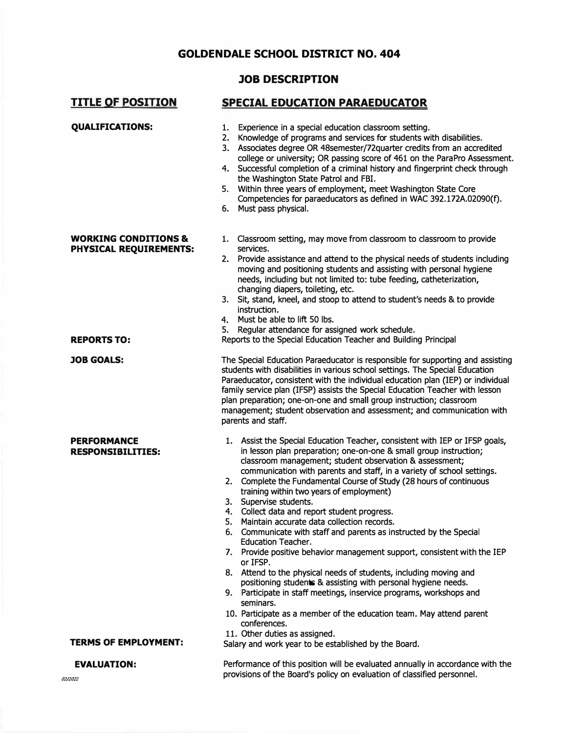# GOLDENDALE SCHOOL DISTRICT NO. 404

## JOB DESCRIPTION

**TITLE OF POSITION** **SPECIAL EDUCATION PARAEDUCATOR**

**QUALIFICATIONS:**

1. Experience in a special education classroom setting.
2. Knowledge of programs and services for students with disabilities.
3. Associates degree OR 48semester/72quarter credits from an accredited college or university; OR passing score of 461 on the ParaPro Assessment.
4. Successful completion of a criminal history and fingerprint check through the Washington State Patrol and FBI.
5. Within three years of employment, meet Washington State Core Competencies for paraeducators as defined in WAC 392.172A.02090(f).
6. Must pass physical.

**WORKING CONDITIONS & PHYSICAL REQUIREMENTS:**

1. Classroom setting, may move from classroom to classroom to provide services.
2. Provide assistance and attend to the physical needs of students including moving and positioning students and assisting with personal hygiene needs, including but not limited to: tube feeding, catheterization, changing diapers, toileting, etc.
3. Sit, stand, kneel, and stoop to attend to student's needs & to provide instruction.
4. Must be able to lift 50 lbs.
5. Regular attendance for assigned work schedule.

**REPORTS TO:**

Reports to the Special Education Teacher and Building Principal

**JOB GOALS:**

The Special Education Paraeducator is responsible for supporting and assisting students with disabilities in various school settings. The Special Education Paraeducator, consistent with the individual education plan (IEP) or individual family service plan (IFSP) assists the Special Education Teacher with lesson plan preparation; one-on-one and small group instruction; classroom management; student observation and assessment; and communication with parents and staff.

**PERFORMANCE RESPONSIBILITIES:**

1. Assist the Special Education Teacher, consistent with IEP or IFSP goals, in lesson plan preparation; one-on-one & small group instruction; classroom management; student observation & assessment; communication with parents and staff, in a variety of school settings.
2. Complete the Fundamental Course of Study (28 hours of continuous training within two years of employment)
3. Supervise students.
4. Collect data and report student progress.
5. Maintain accurate data collection records.
6. Communicate with staff and parents as instructed by the Special Education Teacher.
7. Provide positive behavior management support, consistent with the IEP or IFSP.
8. Attend to the physical needs of students, including moving and positioning students & assisting with personal hygiene needs.
9. Participate in staff meetings, inservice programs, workshops and seminars.
10. Participate as a member of the education team. May attend parent conferences.
11. Other duties as assigned.

**TERMS OF EMPLOYMENT:**

Salary and work year to be established by the Board.

**EVALUATION:**

Performance of this position will be evaluated annually in accordance with the provisions of the Board's policy on evaluation of classified personnel.

*02/2022*